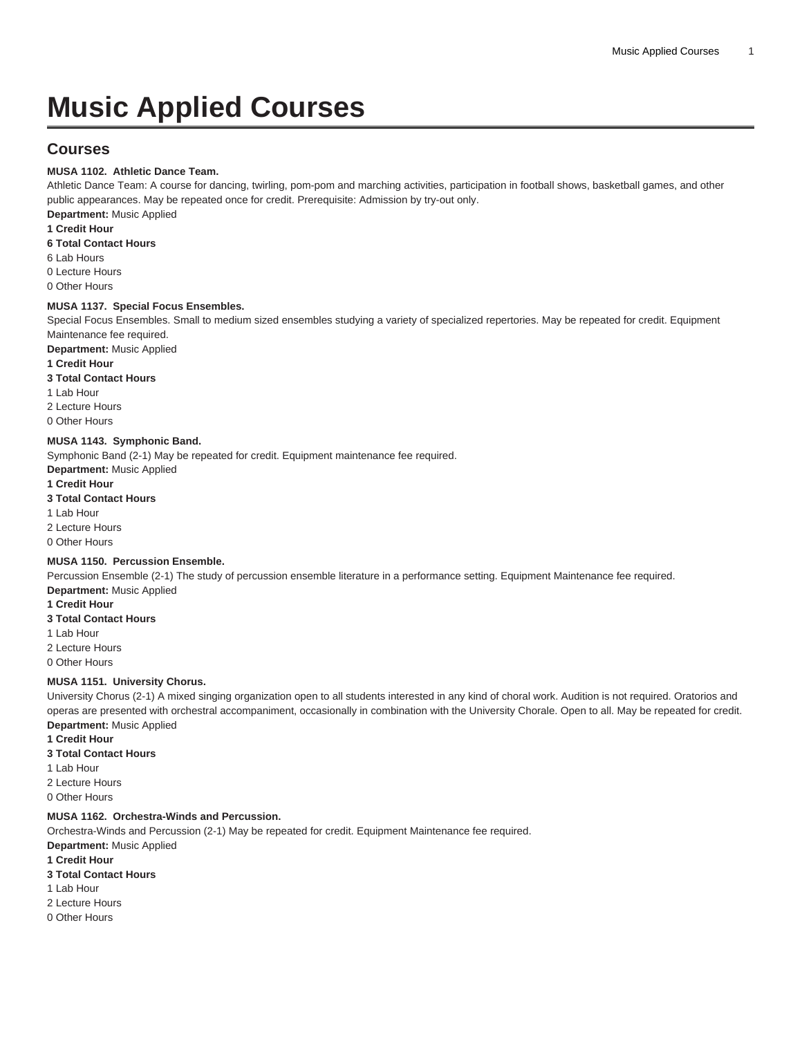# Music Applied Courses

## Courses

**MUSA 1102. Athletic Dance Team.**

Athletic Dance Team: A course for dancing, twirling, pom-pom and marching activities, participation in football shows, basketball games, and other public appearances. May be repeated once for credit. Prerequisite: Admission by try-out only.

**Department:** Music Applied

**1 Credit Hour**

**6 Total Contact Hours**

6 Lab Hours

0 Lecture Hours

0 Other Hours

**MUSA 1137. Special Focus Ensembles.**

Special Focus Ensembles. Small to medium sized ensembles studying a variety of specialized repertories. May be repeated for credit. Equipment Maintenance fee required.

**Department:** Music Applied

**1 Credit Hour**

**3 Total Contact Hours**

1 Lab Hour

2 Lecture Hours

0 Other Hours

**MUSA 1143. Symphonic Band.**

Symphonic Band (2-1) May be repeated for credit. Equipment maintenance fee required.

**Department:** Music Applied

**1 Credit Hour**

**3 Total Contact Hours**

1 Lab Hour

2 Lecture Hours

0 Other Hours

**MUSA 1150. Percussion Ensemble.**

Percussion Ensemble (2-1) The study of percussion ensemble literature in a performance setting. Equipment Maintenance fee required.

**Department:** Music Applied

**1 Credit Hour**

**3 Total Contact Hours**

1 Lab Hour

2 Lecture Hours

0 Other Hours

**MUSA 1151. University Chorus.**

University Chorus (2-1) A mixed singing organization open to all students interested in any kind of choral work. Audition is not required. Oratorios and operas are presented with orchestral accompaniment, occasionally in combination with the University Chorale. Open to all. May be repeated for credit.

**Department:** Music Applied

**1 Credit Hour**

**3 Total Contact Hours**

1 Lab Hour

2 Lecture Hours

0 Other Hours

**MUSA 1162. Orchestra-Winds and Percussion.**

Orchestra-Winds and Percussion (2-1) May be repeated for credit. Equipment Maintenance fee required.

**Department:** Music Applied

**1 Credit Hour**

**3 Total Contact Hours**

1 Lab Hour

2 Lecture Hours

0 Other Hours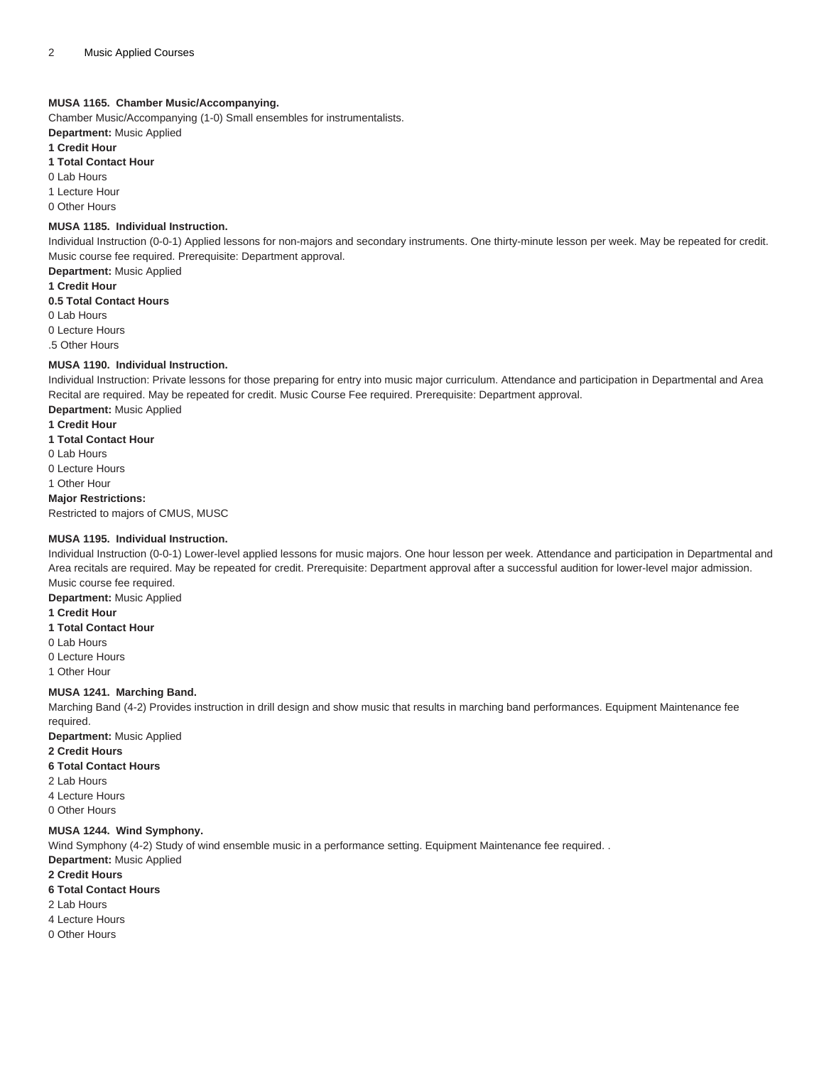### MUSA 1165. Chamber Music/Accompanying.

Chamber Music/Accompanying (1-0) Small ensembles for instrumentalists.

**Department:** Music Applied

**1 Credit Hour**

**1 Total Contact Hour**

0 Lab Hours

1 Lecture Hour

0 Other Hours

### MUSA 1185. Individual Instruction.

Individual Instruction (0-0-1) Applied lessons for non-majors and secondary instruments. One thirty-minute lesson per week. May be repeated for credit. Music course fee required. Prerequisite: Department approval.

**Department:** Music Applied

**1 Credit Hour**

**0.5 Total Contact Hours**

0 Lab Hours

0 Lecture Hours

.5 Other Hours

### MUSA 1190. Individual Instruction.

Individual Instruction: Private lessons for those preparing for entry into music major curriculum. Attendance and participation in Departmental and Area Recital are required. May be repeated for credit. Music Course Fee required. Prerequisite: Department approval.

**Department:** Music Applied

**1 Credit Hour**

**1 Total Contact Hour**

0 Lab Hours

0 Lecture Hours

1 Other Hour

**Major Restrictions:**

Restricted to majors of CMUS, MUSC

### MUSA 1195. Individual Instruction.

Individual Instruction (0-0-1) Lower-level applied lessons for music majors. One hour lesson per week. Attendance and participation in Departmental and Area recitals are required. May be repeated for credit. Prerequisite: Department approval after a successful audition for lower-level major admission. Music course fee required.

**Department:** Music Applied

**1 Credit Hour**

**1 Total Contact Hour**

0 Lab Hours

0 Lecture Hours

1 Other Hour

### MUSA 1241. Marching Band.

Marching Band (4-2) Provides instruction in drill design and show music that results in marching band performances. Equipment Maintenance fee required.

**Department:** Music Applied

**2 Credit Hours**

**6 Total Contact Hours**

2 Lab Hours

4 Lecture Hours

0 Other Hours

### MUSA 1244. Wind Symphony.

Wind Symphony (4-2) Study of wind ensemble music in a performance setting. Equipment Maintenance fee required. .

**Department:** Music Applied

**2 Credit Hours**

**6 Total Contact Hours**

2 Lab Hours

4 Lecture Hours

0 Other Hours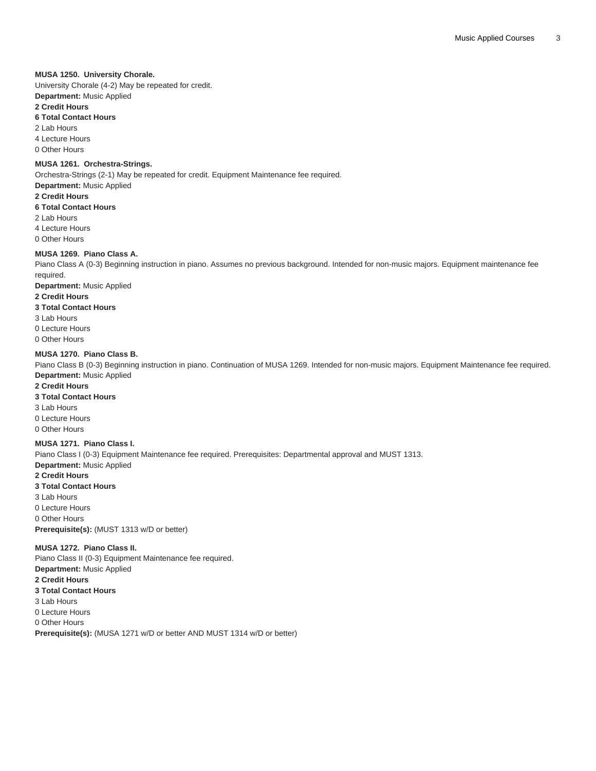**MUSA 1250. University Chorale.**

University Chorale (4-2) May be repeated for credit.

**Department:** Music Applied

**2 Credit Hours**

**6 Total Contact Hours**

2 Lab Hours

4 Lecture Hours

0 Other Hours

**MUSA 1261. Orchestra-Strings.**

Orchestra-Strings (2-1) May be repeated for credit. Equipment Maintenance fee required.

**Department:** Music Applied

**2 Credit Hours**

**6 Total Contact Hours**

2 Lab Hours

4 Lecture Hours

0 Other Hours

**MUSA 1269. Piano Class A.**

Piano Class A (0-3) Beginning instruction in piano. Assumes no previous background. Intended for non-music majors. Equipment maintenance fee required.

**Department:** Music Applied

**2 Credit Hours**

**3 Total Contact Hours**

3 Lab Hours

0 Lecture Hours

0 Other Hours

**MUSA 1270. Piano Class B.**

Piano Class B (0-3) Beginning instruction in piano. Continuation of MUSA 1269. Intended for non-music majors. Equipment Maintenance fee required.

**Department:** Music Applied

**2 Credit Hours**

**3 Total Contact Hours**

3 Lab Hours

0 Lecture Hours

0 Other Hours

**MUSA 1271. Piano Class I.**

Piano Class I (0-3) Equipment Maintenance fee required. Prerequisites: Departmental approval and MUST 1313.

**Department:** Music Applied

**2 Credit Hours**

**3 Total Contact Hours**

3 Lab Hours

0 Lecture Hours

0 Other Hours

**Prerequisite(s):** (MUST 1313 w/D or better)

**MUSA 1272. Piano Class II.**

Piano Class II (0-3) Equipment Maintenance fee required.

**Department:** Music Applied

**2 Credit Hours**

**3 Total Contact Hours**

3 Lab Hours

0 Lecture Hours

0 Other Hours

**Prerequisite(s):** (MUSA 1271 w/D or better AND MUST 1314 w/D or better)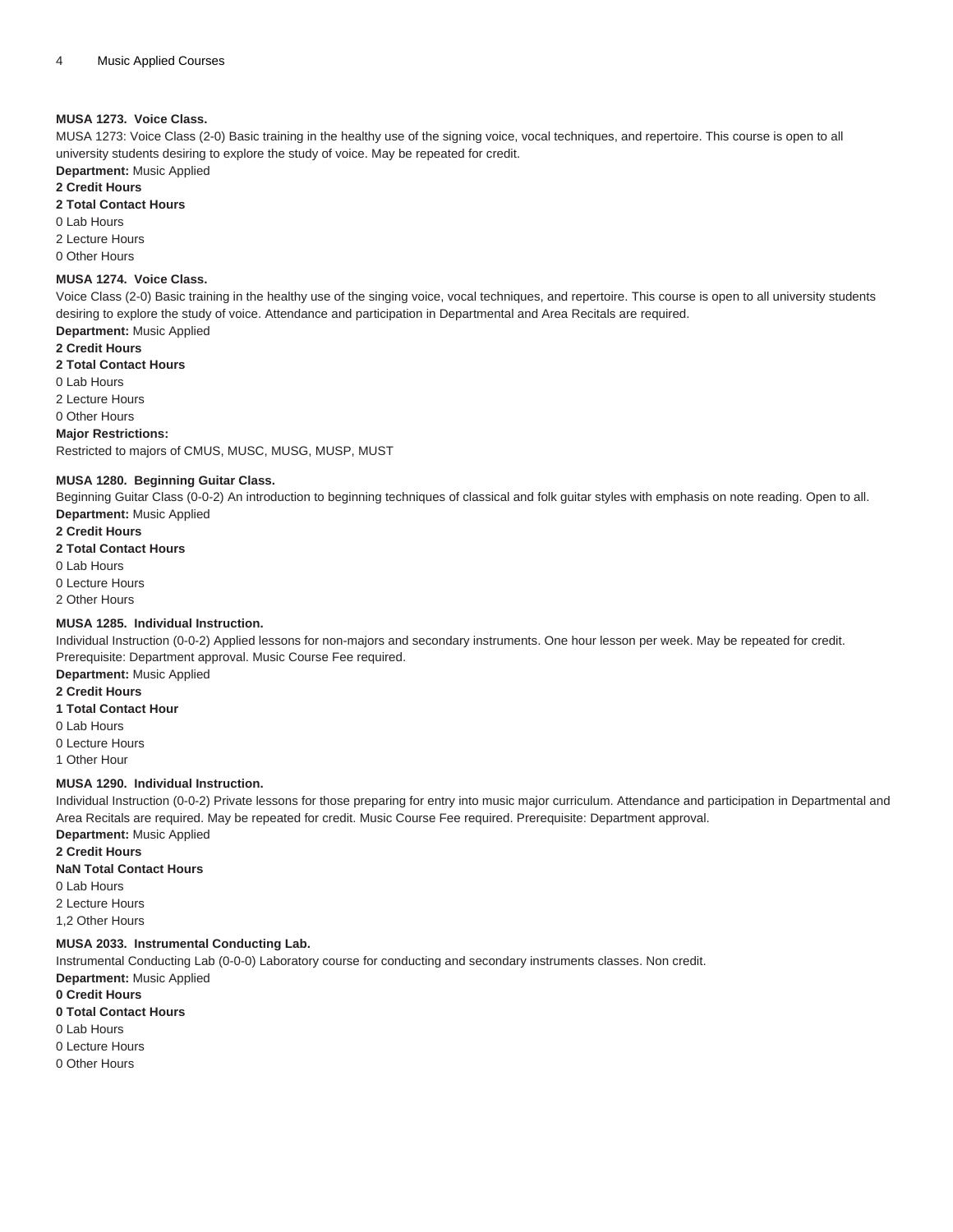### MUSA 1273. Voice Class.

MUSA 1273: Voice Class (2-0) Basic training in the healthy use of the signing voice, vocal techniques, and repertoire. This course is open to all university students desiring to explore the study of voice. May be repeated for credit.

**Department:** Music Applied

**2 Credit Hours**

**2 Total Contact Hours**

0 Lab Hours

2 Lecture Hours

0 Other Hours

### MUSA 1274. Voice Class.

Voice Class (2-0) Basic training in the healthy use of the singing voice, vocal techniques, and repertoire. This course is open to all university students desiring to explore the study of voice. Attendance and participation in Departmental and Area Recitals are required.

**Department:** Music Applied

**2 Credit Hours**

**2 Total Contact Hours**

0 Lab Hours

2 Lecture Hours

0 Other Hours

**Major Restrictions:**

Restricted to majors of CMUS, MUSC, MUSG, MUSP, MUST

### MUSA 1280. Beginning Guitar Class.

Beginning Guitar Class (0-0-2) An introduction to beginning techniques of classical and folk guitar styles with emphasis on note reading. Open to all.

**Department:** Music Applied

**2 Credit Hours**

**2 Total Contact Hours**

0 Lab Hours

0 Lecture Hours

2 Other Hours

### MUSA 1285. Individual Instruction.

Individual Instruction (0-0-2) Applied lessons for non-majors and secondary instruments. One hour lesson per week. May be repeated for credit. Prerequisite: Department approval. Music Course Fee required.

**Department:** Music Applied

**2 Credit Hours**

**1 Total Contact Hour**

0 Lab Hours

0 Lecture Hours

1 Other Hour

### MUSA 1290. Individual Instruction.

Individual Instruction (0-0-2) Private lessons for those preparing for entry into music major curriculum. Attendance and participation in Departmental and Area Recitals are required. May be repeated for credit. Music Course Fee required. Prerequisite: Department approval.

**Department:** Music Applied

**2 Credit Hours**

**NaN Total Contact Hours**

0 Lab Hours

2 Lecture Hours

1,2 Other Hours

### MUSA 2033. Instrumental Conducting Lab.

Instrumental Conducting Lab (0-0-0) Laboratory course for conducting and secondary instruments classes. Non credit.

**Department:** Music Applied

**0 Credit Hours**

**0 Total Contact Hours**

0 Lab Hours

0 Lecture Hours

0 Other Hours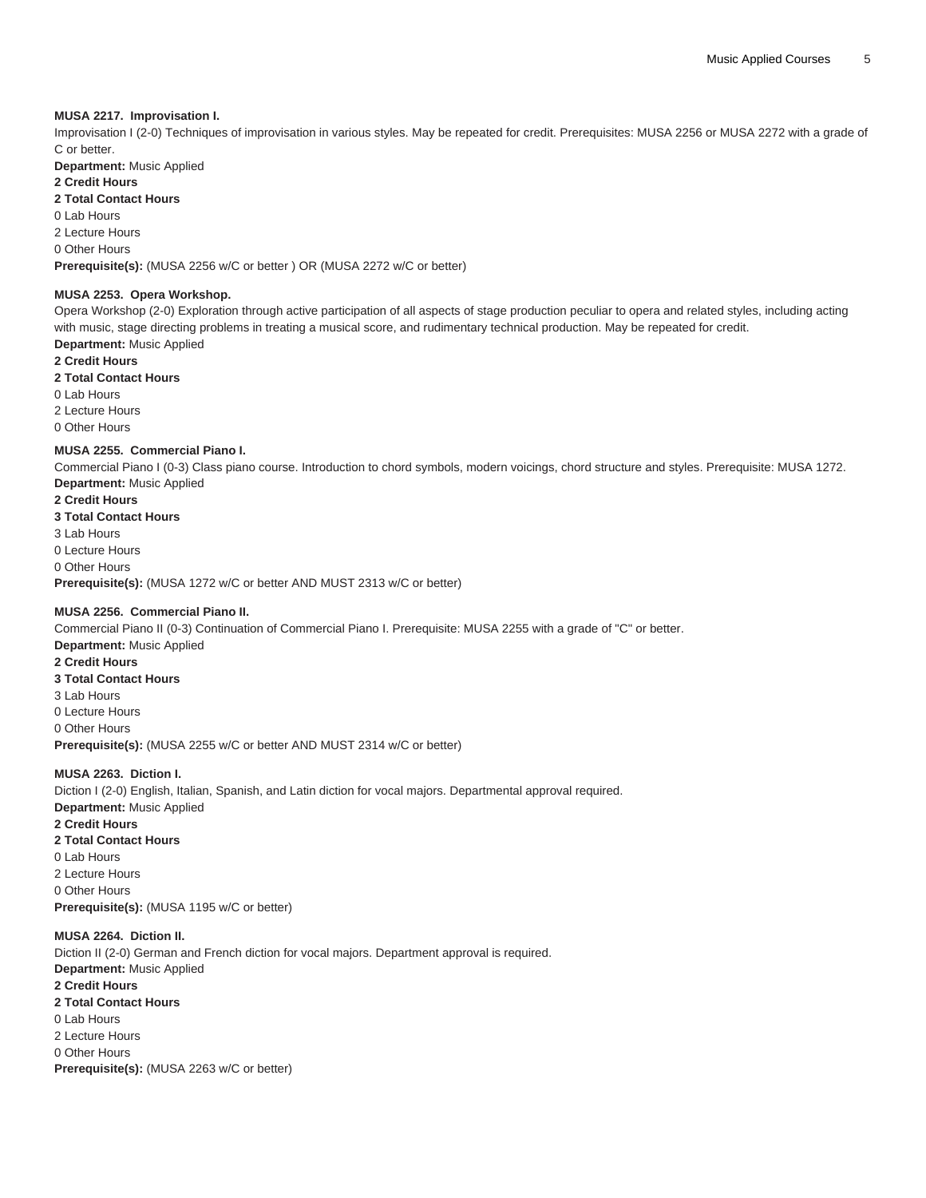#### MUSA 2217. Improvisation I.

Improvisation I (2-0) Techniques of improvisation in various styles. May be repeated for credit. Prerequisites: MUSA 2256 or MUSA 2272 with a grade of C or better.

**Department:** Music Applied
**2 Credit Hours**
**2 Total Contact Hours**
0 Lab Hours
2 Lecture Hours
0 Other Hours
**Prerequisite(s):** (MUSA 2256 w/C or better ) OR (MUSA 2272 w/C or better)

#### MUSA 2253. Opera Workshop.

Opera Workshop (2-0) Exploration through active participation of all aspects of stage production peculiar to opera and related styles, including acting with music, stage directing problems in treating a musical score, and rudimentary technical production. May be repeated for credit.

**Department:** Music Applied
**2 Credit Hours**
**2 Total Contact Hours**
0 Lab Hours
2 Lecture Hours
0 Other Hours

#### MUSA 2255. Commercial Piano I.

Commercial Piano I (0-3) Class piano course. Introduction to chord symbols, modern voicings, chord structure and styles. Prerequisite: MUSA 1272.

**Department:** Music Applied
**2 Credit Hours**
**3 Total Contact Hours**
3 Lab Hours
0 Lecture Hours
0 Other Hours
**Prerequisite(s):** (MUSA 1272 w/C or better AND MUST 2313 w/C or better)

#### MUSA 2256. Commercial Piano II.

Commercial Piano II (0-3) Continuation of Commercial Piano I. Prerequisite: MUSA 2255 with a grade of "C" or better.

**Department:** Music Applied
**2 Credit Hours**
**3 Total Contact Hours**
3 Lab Hours
0 Lecture Hours
0 Other Hours
**Prerequisite(s):** (MUSA 2255 w/C or better AND MUST 2314 w/C or better)

#### MUSA 2263. Diction I.

Diction I (2-0) English, Italian, Spanish, and Latin diction for vocal majors. Departmental approval required.

**Department:** Music Applied
**2 Credit Hours**
**2 Total Contact Hours**
0 Lab Hours
2 Lecture Hours
0 Other Hours
**Prerequisite(s):** (MUSA 1195 w/C or better)

#### MUSA 2264. Diction II.

Diction II (2-0) German and French diction for vocal majors. Department approval is required.

**Department:** Music Applied
**2 Credit Hours**
**2 Total Contact Hours**
0 Lab Hours
2 Lecture Hours
0 Other Hours
**Prerequisite(s):** (MUSA 2263 w/C or better)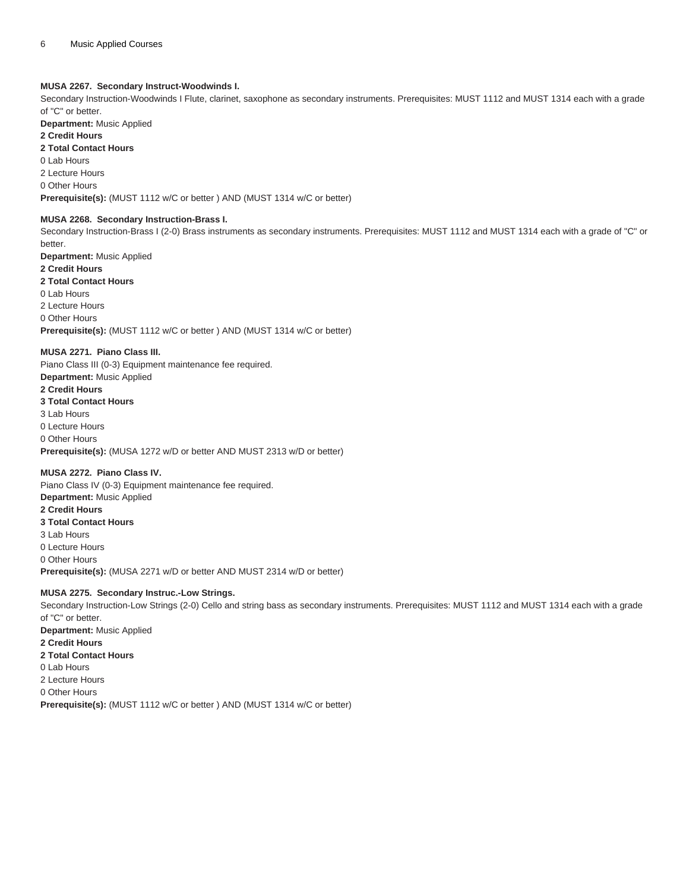**MUSA 2267. Secondary Instruct-Woodwinds I.**

Secondary Instruction-Woodwinds I Flute, clarinet, saxophone as secondary instruments. Prerequisites: MUST 1112 and MUST 1314 each with a grade of "C" or better.

**Department:** Music Applied

**2 Credit Hours**

**2 Total Contact Hours**

0 Lab Hours

2 Lecture Hours

0 Other Hours

**Prerequisite(s):** (MUST 1112 w/C or better ) AND (MUST 1314 w/C or better)

**MUSA 2268. Secondary Instruction-Brass I.**

Secondary Instruction-Brass I (2-0) Brass instruments as secondary instruments. Prerequisites: MUST 1112 and MUST 1314 each with a grade of "C" or better.

**Department:** Music Applied

**2 Credit Hours**

**2 Total Contact Hours**

0 Lab Hours

2 Lecture Hours

0 Other Hours

**Prerequisite(s):** (MUST 1112 w/C or better ) AND (MUST 1314 w/C or better)

**MUSA 2271. Piano Class III.**

Piano Class III (0-3) Equipment maintenance fee required.

**Department:** Music Applied

**2 Credit Hours**

**3 Total Contact Hours**

3 Lab Hours

0 Lecture Hours

0 Other Hours

**Prerequisite(s):** (MUSA 1272 w/D or better AND MUST 2313 w/D or better)

**MUSA 2272. Piano Class IV.**

Piano Class IV (0-3) Equipment maintenance fee required.

**Department:** Music Applied

**2 Credit Hours**

**3 Total Contact Hours**

3 Lab Hours

0 Lecture Hours

0 Other Hours

**Prerequisite(s):** (MUSA 2271 w/D or better AND MUST 2314 w/D or better)

**MUSA 2275. Secondary Instruc.-Low Strings.**

Secondary Instruction-Low Strings (2-0) Cello and string bass as secondary instruments. Prerequisites: MUST 1112 and MUST 1314 each with a grade of "C" or better.

**Department:** Music Applied

**2 Credit Hours**

**2 Total Contact Hours**

0 Lab Hours

2 Lecture Hours

0 Other Hours

**Prerequisite(s):** (MUST 1112 w/C or better ) AND (MUST 1314 w/C or better)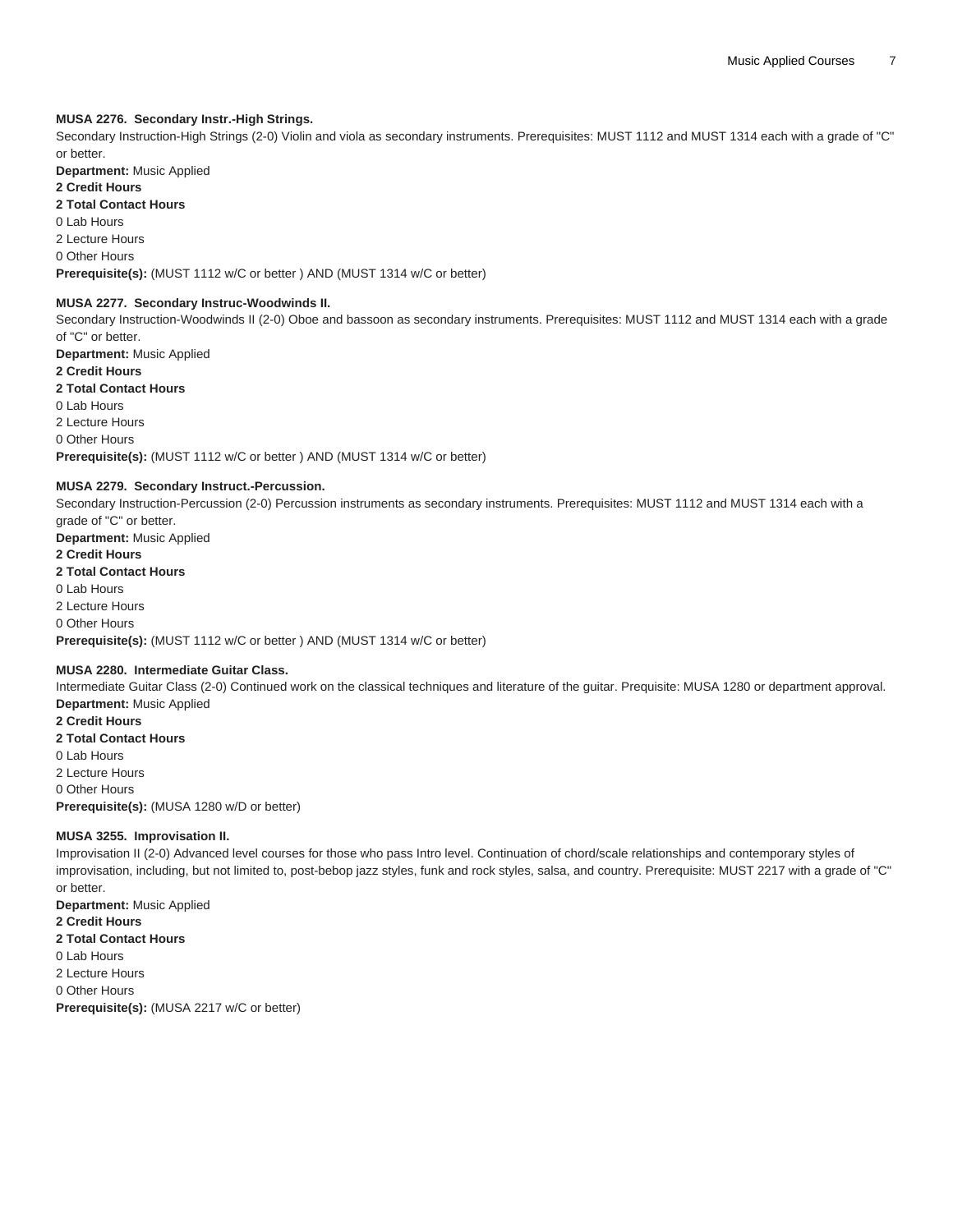#### MUSA 2276. Secondary Instr.-High Strings.

Secondary Instruction-High Strings (2-0) Violin and viola as secondary instruments. Prerequisites: MUST 1112 and MUST 1314 each with a grade of "C" or better.

**Department:** Music Applied
**2 Credit Hours**
**2 Total Contact Hours**
0 Lab Hours
2 Lecture Hours
0 Other Hours
**Prerequisite(s):** (MUST 1112 w/C or better ) AND (MUST 1314 w/C or better)

#### MUSA 2277. Secondary Instruc-Woodwinds II.

Secondary Instruction-Woodwinds II (2-0) Oboe and bassoon as secondary instruments. Prerequisites: MUST 1112 and MUST 1314 each with a grade of "C" or better.

**Department:** Music Applied
**2 Credit Hours**
**2 Total Contact Hours**
0 Lab Hours
2 Lecture Hours
0 Other Hours
**Prerequisite(s):** (MUST 1112 w/C or better ) AND (MUST 1314 w/C or better)

#### MUSA 2279. Secondary Instruct.-Percussion.

Secondary Instruction-Percussion (2-0) Percussion instruments as secondary instruments. Prerequisites: MUST 1112 and MUST 1314 each with a grade of "C" or better.

**Department:** Music Applied
**2 Credit Hours**
**2 Total Contact Hours**
0 Lab Hours
2 Lecture Hours
0 Other Hours
**Prerequisite(s):** (MUST 1112 w/C or better ) AND (MUST 1314 w/C or better)

#### MUSA 2280. Intermediate Guitar Class.

Intermediate Guitar Class (2-0) Continued work on the classical techniques and literature of the guitar. Prequisite: MUSA 1280 or department approval.

**Department:** Music Applied
**2 Credit Hours**
**2 Total Contact Hours**
0 Lab Hours
2 Lecture Hours
0 Other Hours
**Prerequisite(s):** (MUSA 1280 w/D or better)

#### MUSA 3255. Improvisation II.

Improvisation II (2-0) Advanced level courses for those who pass Intro level. Continuation of chord/scale relationships and contemporary styles of improvisation, including, but not limited to, post-bebop jazz styles, funk and rock styles, salsa, and country. Prerequisite: MUST 2217 with a grade of "C" or better.

**Department:** Music Applied
**2 Credit Hours**
**2 Total Contact Hours**
0 Lab Hours
2 Lecture Hours
0 Other Hours
**Prerequisite(s):** (MUSA 2217 w/C or better)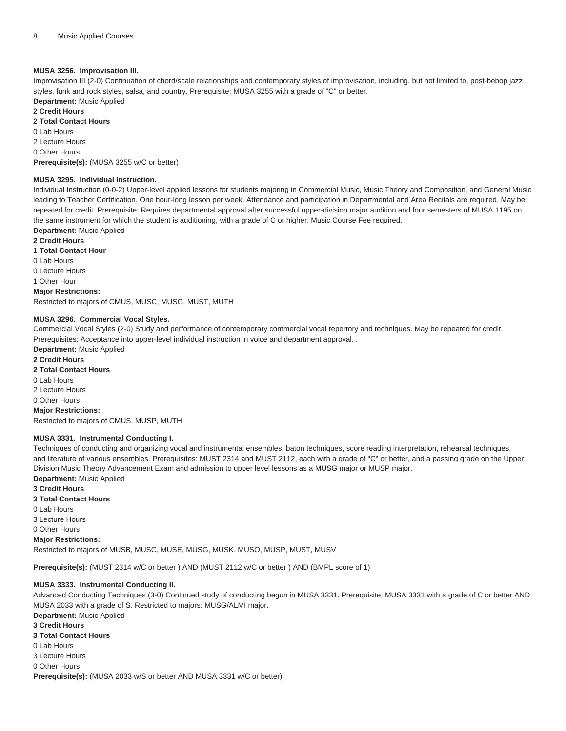### MUSA 3256. Improvisation III.

Improvisation III (2-0) Continuation of chord/scale relationships and contemporary styles of improvisation, including, but not limited to, post-bebop jazz styles, funk and rock styles, salsa, and country. Prerequisite: MUSA 3255 with a grade of "C" or better.

**Department:** Music Applied

**2 Credit Hours**

**2 Total Contact Hours**

0 Lab Hours

2 Lecture Hours

0 Other Hours

**Prerequisite(s):** (MUSA 3255 w/C or better)

### MUSA 3295. Individual Instruction.

Individual Instruction (0-0-2) Upper-level applied lessons for students majoring in Commercial Music, Music Theory and Composition, and General Music leading to Teacher Certification. One hour-long lesson per week. Attendance and participation in Departmental and Area Recitals are required. May be repeated for credit. Prerequisite: Requires departmental approval after successful upper-division major audition and four semesters of MUSA 1195 on the same instrument for which the student is auditioning, with a grade of C or higher. Music Course Fee required.

**Department:** Music Applied

**2 Credit Hours**

**1 Total Contact Hour**

0 Lab Hours

0 Lecture Hours

1 Other Hour

**Major Restrictions:**

Restricted to majors of CMUS, MUSC, MUSG, MUST, MUTH

### MUSA 3296. Commercial Vocal Styles.

Commercial Vocal Styles (2-0) Study and performance of contemporary commercial vocal repertory and techniques. May be repeated for credit. Prerequisites: Acceptance into upper-level individual instruction in voice and department approval. .

**Department:** Music Applied

**2 Credit Hours**

**2 Total Contact Hours**

0 Lab Hours

2 Lecture Hours

0 Other Hours

**Major Restrictions:**

Restricted to majors of CMUS, MUSP, MUTH

### MUSA 3331. Instrumental Conducting I.

Techniques of conducting and organizing vocal and instrumental ensembles, baton techniques, score reading interpretation, rehearsal techniques, and literature of various ensembles. Prerequisites: MUST 2314 and MUST 2112, each with a grade of "C" or better, and a passing grade on the Upper Division Music Theory Advancement Exam and admission to upper level lessons as a MUSG major or MUSP major.

**Department:** Music Applied

**3 Credit Hours**

**3 Total Contact Hours**

0 Lab Hours

3 Lecture Hours

0 Other Hours

**Major Restrictions:**

Restricted to majors of MUSB, MUSC, MUSE, MUSG, MUSK, MUSO, MUSP, MUST, MUSV

**Prerequisite(s):** (MUST 2314 w/C or better ) AND (MUST 2112 w/C or better ) AND (BMPL score of 1)

### MUSA 3333. Instrumental Conducting II.

Advanced Conducting Techniques (3-0) Continued study of conducting begun in MUSA 3331. Prerequisite: MUSA 3331 with a grade of C or better AND MUSA 2033 with a grade of S. Restricted to majors: MUSG/ALMI major.

**Department:** Music Applied

**3 Credit Hours**

**3 Total Contact Hours**

0 Lab Hours

3 Lecture Hours

0 Other Hours

**Prerequisite(s):** (MUSA 2033 w/S or better AND MUSA 3331 w/C or better)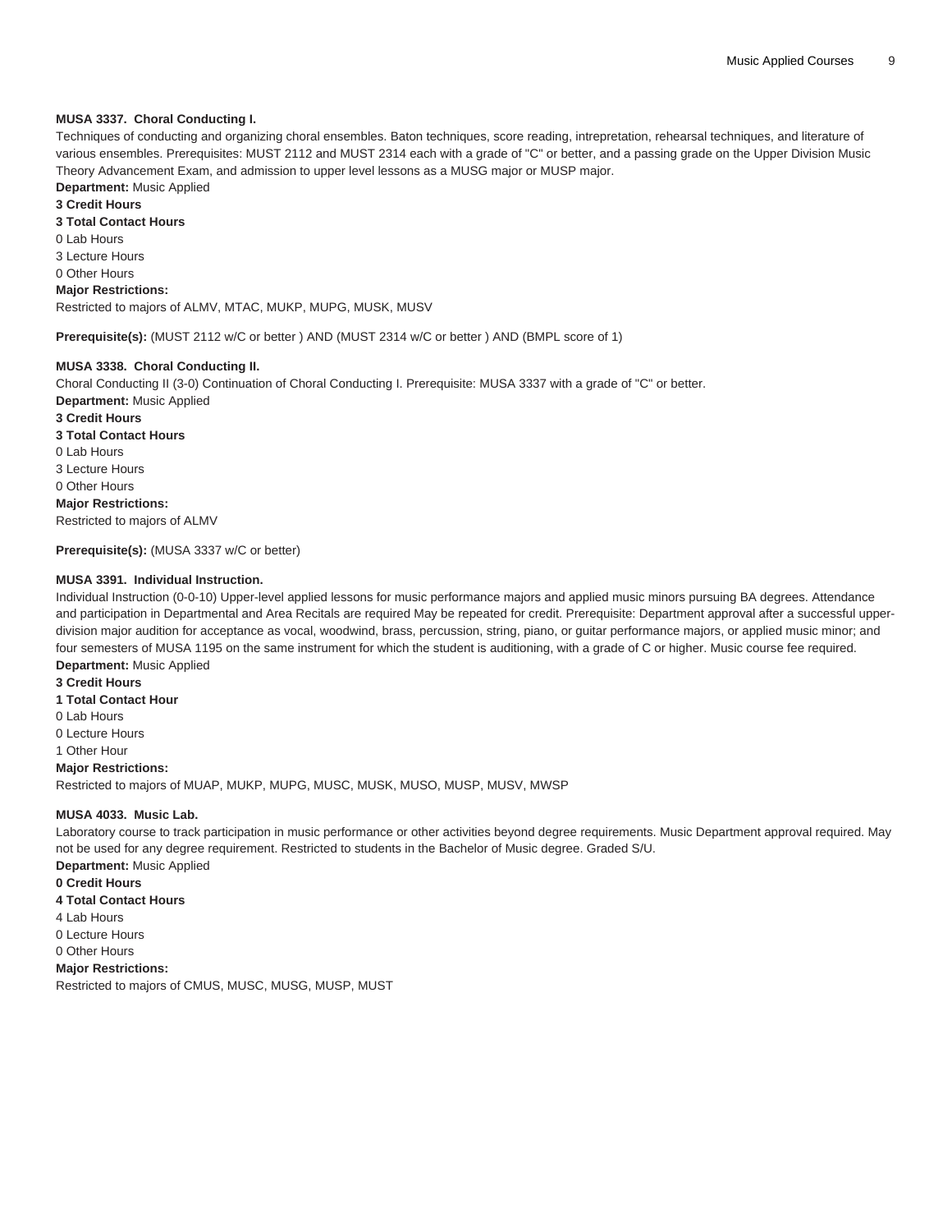**MUSA 3337. Choral Conducting I.**

Techniques of conducting and organizing choral ensembles. Baton techniques, score reading, intrepretation, rehearsal techniques, and literature of various ensembles. Prerequisites: MUST 2112 and MUST 2314 each with a grade of "C" or better, and a passing grade on the Upper Division Music Theory Advancement Exam, and admission to upper level lessons as a MUSG major or MUSP major.

**Department:** Music Applied

**3 Credit Hours**

**3 Total Contact Hours**

0 Lab Hours

3 Lecture Hours

0 Other Hours

**Major Restrictions:**

Restricted to majors of ALMV, MTAC, MUKP, MUPG, MUSK, MUSV

**Prerequisite(s):** (MUST 2112 w/C or better ) AND (MUST 2314 w/C or better ) AND (BMPL score of 1)

**MUSA 3338. Choral Conducting II.**

Choral Conducting II (3-0) Continuation of Choral Conducting I. Prerequisite: MUSA 3337 with a grade of "C" or better.

**Department:** Music Applied

**3 Credit Hours**

**3 Total Contact Hours**

0 Lab Hours

3 Lecture Hours

0 Other Hours

**Major Restrictions:**

Restricted to majors of ALMV

**Prerequisite(s):** (MUSA 3337 w/C or better)

**MUSA 3391. Individual Instruction.**

Individual Instruction (0-0-10) Upper-level applied lessons for music performance majors and applied music minors pursuing BA degrees. Attendance and participation in Departmental and Area Recitals are required May be repeated for credit. Prerequisite: Department approval after a successful upper-division major audition for acceptance as vocal, woodwind, brass, percussion, string, piano, or guitar performance majors, or applied music minor; and four semesters of MUSA 1195 on the same instrument for which the student is auditioning, with a grade of C or higher. Music course fee required.

**Department:** Music Applied

**3 Credit Hours**

**1 Total Contact Hour**

0 Lab Hours

0 Lecture Hours

1 Other Hour

**Major Restrictions:**

Restricted to majors of MUAP, MUKP, MUPG, MUSC, MUSK, MUSO, MUSP, MUSV, MWSP

**MUSA 4033. Music Lab.**

Laboratory course to track participation in music performance or other activities beyond degree requirements. Music Department approval required. May not be used for any degree requirement. Restricted to students in the Bachelor of Music degree. Graded S/U.

**Department:** Music Applied

**0 Credit Hours**

**4 Total Contact Hours**

4 Lab Hours

0 Lecture Hours

0 Other Hours

**Major Restrictions:**

Restricted to majors of CMUS, MUSC, MUSG, MUSP, MUST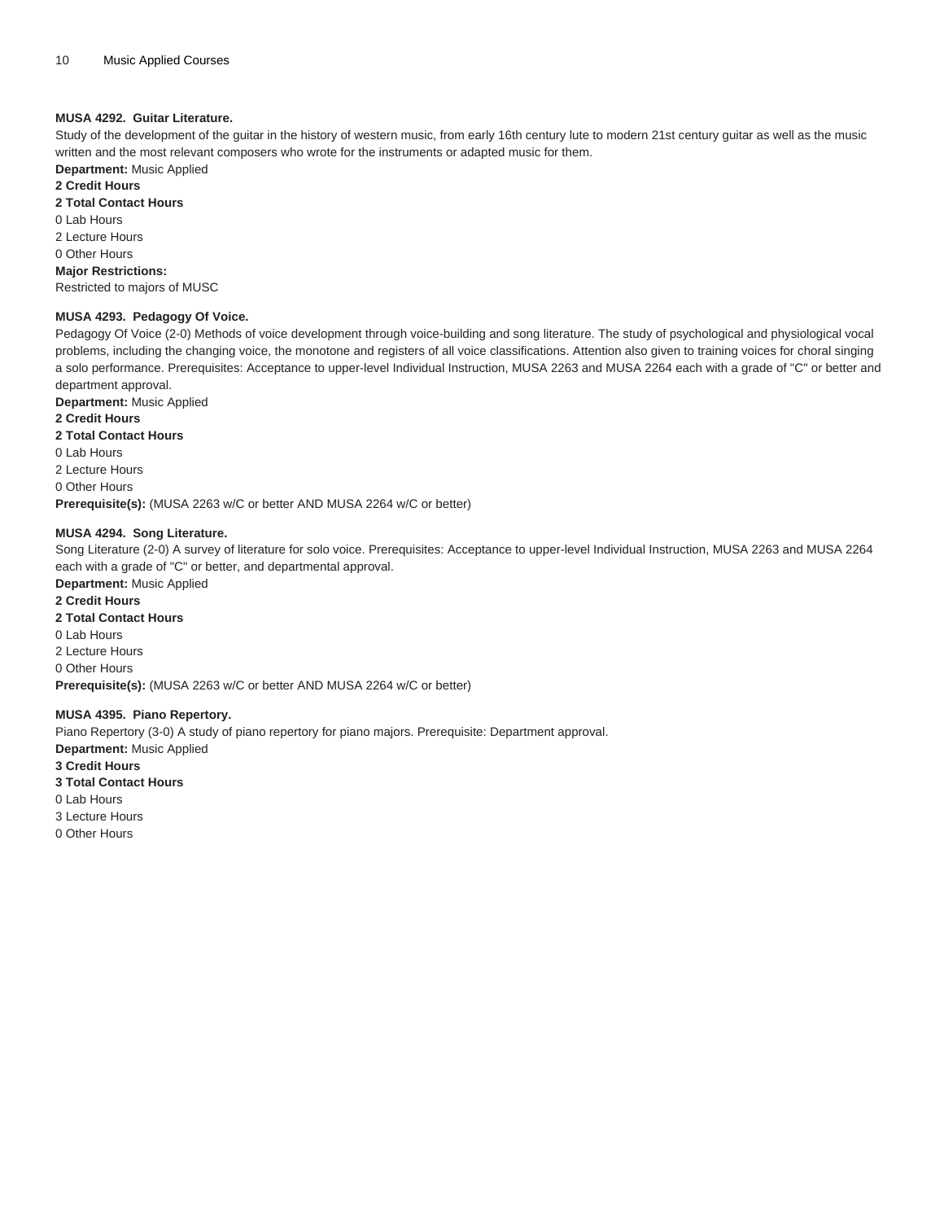**MUSA 4292. Guitar Literature.**

Study of the development of the guitar in the history of western music, from early 16th century lute to modern 21st century guitar as well as the music written and the most relevant composers who wrote for the instruments or adapted music for them.

**Department:** Music Applied

**2 Credit Hours**

**2 Total Contact Hours**

0 Lab Hours

2 Lecture Hours

0 Other Hours

**Major Restrictions:**

Restricted to majors of MUSC

**MUSA 4293. Pedagogy Of Voice.**

Pedagogy Of Voice (2-0) Methods of voice development through voice-building and song literature. The study of psychological and physiological vocal problems, including the changing voice, the monotone and registers of all voice classifications. Attention also given to training voices for choral singing a solo performance. Prerequisites: Acceptance to upper-level Individual Instruction, MUSA 2263 and MUSA 2264 each with a grade of "C" or better and department approval.

**Department:** Music Applied

**2 Credit Hours**

**2 Total Contact Hours**

0 Lab Hours

2 Lecture Hours

0 Other Hours

**Prerequisite(s):** (MUSA 2263 w/C or better AND MUSA 2264 w/C or better)

**MUSA 4294. Song Literature.**

Song Literature (2-0) A survey of literature for solo voice. Prerequisites: Acceptance to upper-level Individual Instruction, MUSA 2263 and MUSA 2264 each with a grade of "C" or better, and departmental approval.

**Department:** Music Applied

**2 Credit Hours**

**2 Total Contact Hours**

0 Lab Hours

2 Lecture Hours

0 Other Hours

**Prerequisite(s):** (MUSA 2263 w/C or better AND MUSA 2264 w/C or better)

**MUSA 4395. Piano Repertory.**

Piano Repertory (3-0) A study of piano repertory for piano majors. Prerequisite: Department approval.

**Department:** Music Applied

**3 Credit Hours**

**3 Total Contact Hours**

0 Lab Hours

3 Lecture Hours

0 Other Hours